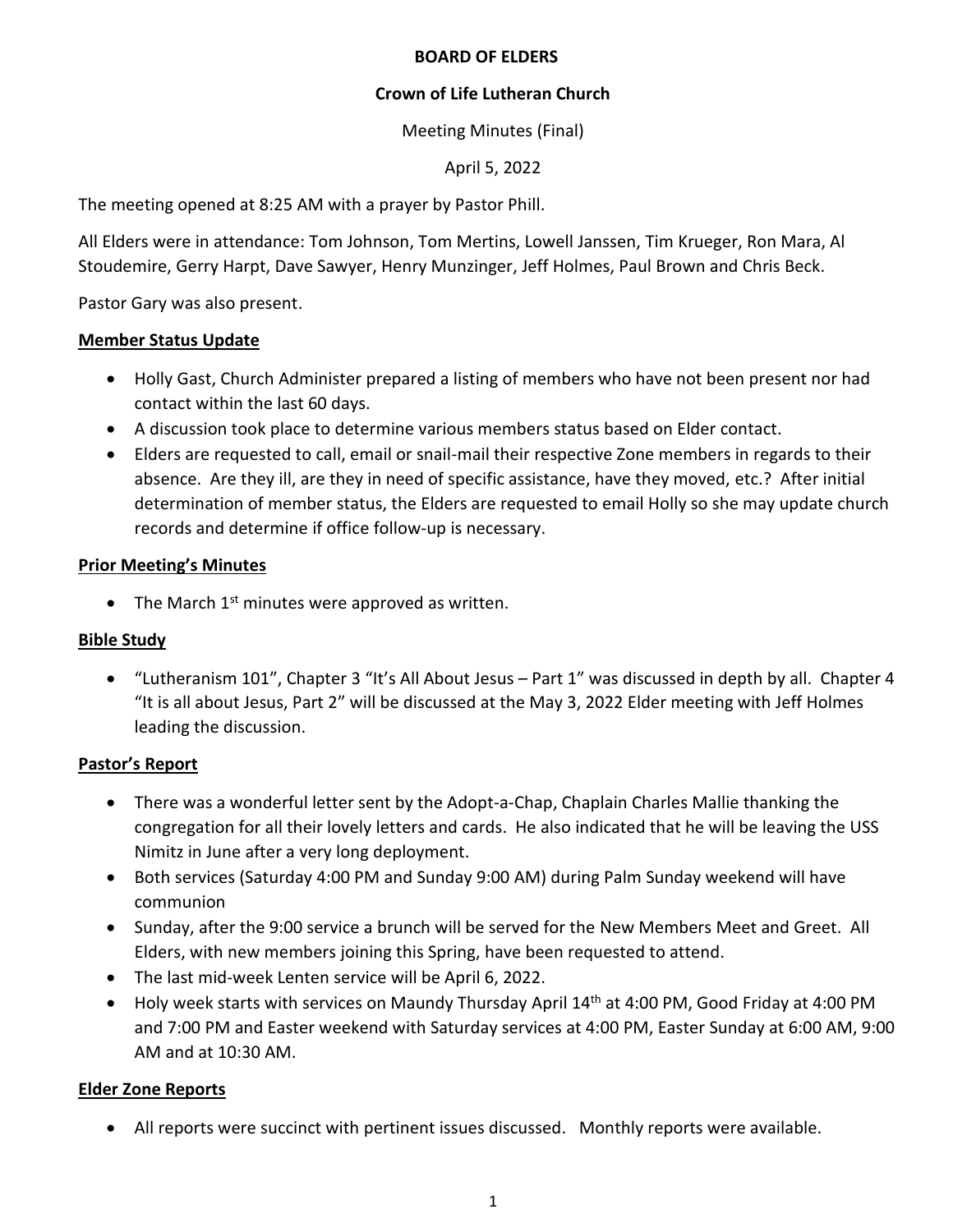**BOARD OF ELDERS**

**Crown of Life Lutheran Church**

Meeting Minutes (Final)

April 5, 2022

The meeting opened at 8:25 AM with a prayer by Pastor Phill.

All Elders were in attendance: Tom Johnson, Tom Mertins, Lowell Janssen, Tim Krueger, Ron Mara, Al Stoudemire, Gerry Harpt, Dave Sawyer, Henry Munzinger, Jeff Holmes, Paul Brown and Chris Beck.

Pastor Gary was also present.

**Member Status Update**

- Holly Gast, Church Administer prepared a listing of members who have not been present nor had contact within the last 60 days.
- A discussion took place to determine various members status based on Elder contact.
- Elders are requested to call, email or snail-mail their respective Zone members in regards to their absence. Are they ill, are they in need of specific assistance, have they moved, etc.? After initial determination of member status, the Elders are requested to email Holly so she may update church records and determine if office follow-up is necessary.

**Prior Meeting's Minutes**

- The March 1st minutes were approved as written.

**Bible Study**

- "Lutheranism 101", Chapter 3 "It's All About Jesus – Part 1" was discussed in depth by all. Chapter 4 "It is all about Jesus, Part 2" will be discussed at the May 3, 2022 Elder meeting with Jeff Holmes leading the discussion.

**Pastor's Report**

- There was a wonderful letter sent by the Adopt-a-Chap, Chaplain Charles Mallie thanking the congregation for all their lovely letters and cards. He also indicated that he will be leaving the USS Nimitz in June after a very long deployment.
- Both services (Saturday 4:00 PM and Sunday 9:00 AM) during Palm Sunday weekend will have communion
- Sunday, after the 9:00 service a brunch will be served for the New Members Meet and Greet. All Elders, with new members joining this Spring, have been requested to attend.
- The last mid-week Lenten service will be April 6, 2022.
- Holy week starts with services on Maundy Thursday April 14th at 4:00 PM, Good Friday at 4:00 PM and 7:00 PM and Easter weekend with Saturday services at 4:00 PM, Easter Sunday at 6:00 AM, 9:00 AM and at 10:30 AM.

**Elder Zone Reports**

- All reports were succinct with pertinent issues discussed. Monthly reports were available.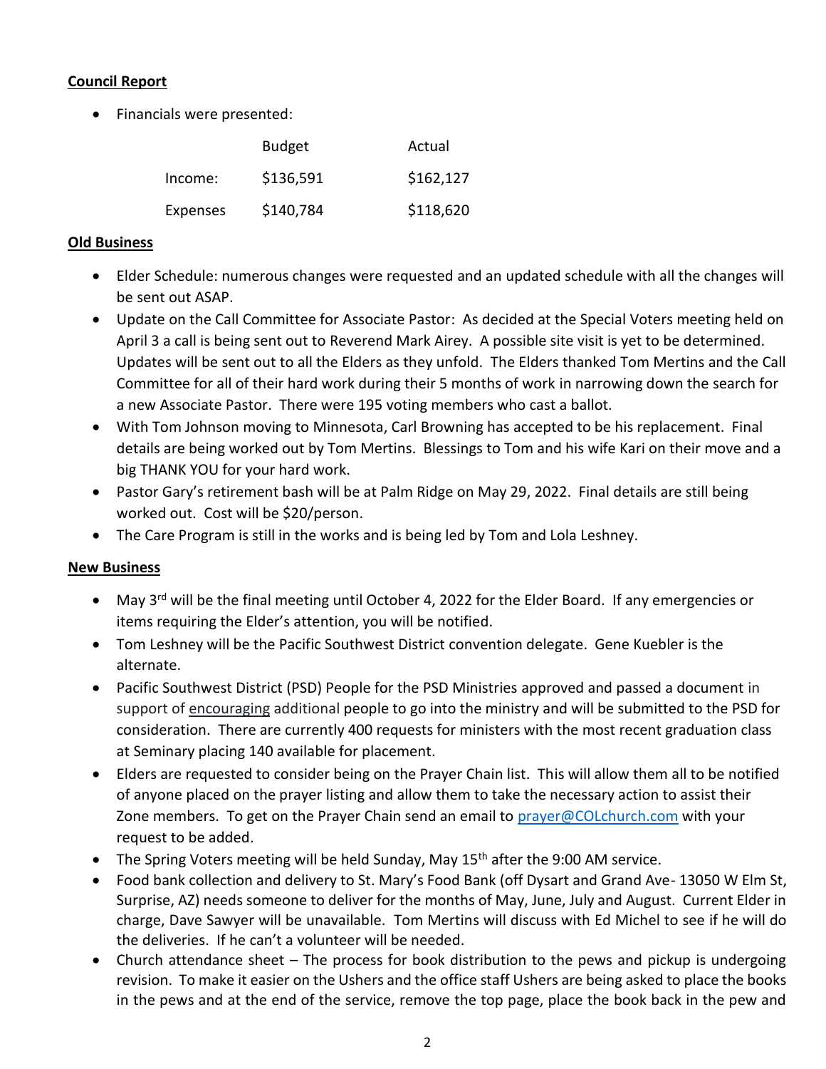**Council Report**

- Financials were presented:

| | Budget | Actual |
|---|---|---|
| Income: | $136,591 | $162,127 |
| Expenses | $140,784 | $118,620 |

**Old Business**

- Elder Schedule: numerous changes were requested and an updated schedule with all the changes will be sent out ASAP.
- Update on the Call Committee for Associate Pastor: As decided at the Special Voters meeting held on April 3 a call is being sent out to Reverend Mark Airey. A possible site visit is yet to be determined. Updates will be sent out to all the Elders as they unfold. The Elders thanked Tom Mertins and the Call Committee for all of their hard work during their 5 months of work in narrowing down the search for a new Associate Pastor. There were 195 voting members who cast a ballot.
- With Tom Johnson moving to Minnesota, Carl Browning has accepted to be his replacement. Final details are being worked out by Tom Mertins. Blessings to Tom and his wife Kari on their move and a big THANK YOU for your hard work.
- Pastor Gary's retirement bash will be at Palm Ridge on May 29, 2022. Final details are still being worked out. Cost will be $20/person.
- The Care Program is still in the works and is being led by Tom and Lola Leshney.

**New Business**

- May 3rd will be the final meeting until October 4, 2022 for the Elder Board. If any emergencies or items requiring the Elder's attention, you will be notified.
- Tom Leshney will be the Pacific Southwest District convention delegate. Gene Kuebler is the alternate.
- Pacific Southwest District (PSD) People for the PSD Ministries approved and passed a document in support of encouraging additional people to go into the ministry and will be submitted to the PSD for consideration. There are currently 400 requests for ministers with the most recent graduation class at Seminary placing 140 available for placement.
- Elders are requested to consider being on the Prayer Chain list. This will allow them all to be notified of anyone placed on the prayer listing and allow them to take the necessary action to assist their Zone members. To get on the Prayer Chain send an email to prayer@COLchurch.com with your request to be added.
- The Spring Voters meeting will be held Sunday, May 15th after the 9:00 AM service.
- Food bank collection and delivery to St. Mary's Food Bank (off Dysart and Grand Ave- 13050 W Elm St, Surprise, AZ) needs someone to deliver for the months of May, June, July and August. Current Elder in charge, Dave Sawyer will be unavailable. Tom Mertins will discuss with Ed Michel to see if he will do the deliveries. If he can't a volunteer will be needed.
- Church attendance sheet – The process for book distribution to the pews and pickup is undergoing revision. To make it easier on the Ushers and the office staff Ushers are being asked to place the books in the pews and at the end of the service, remove the top page, place the book back in the pew and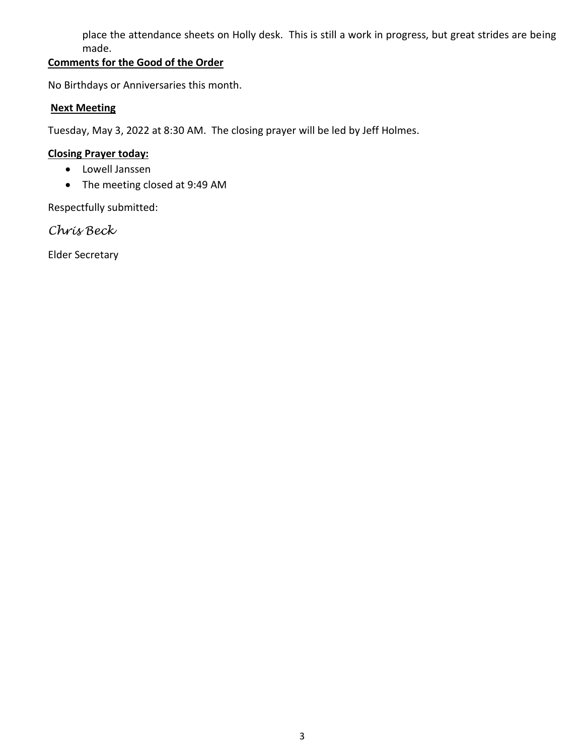place the attendance sheets on Holly desk.  This is still a work in progress, but great strides are being made.

**Comments for the Good of the Order**

No Birthdays or Anniversaries this month.

**Next Meeting**

Tuesday, May 3, 2022 at 8:30 AM.  The closing prayer will be led by Jeff Holmes.

**Closing Prayer today:**

- Lowell Janssen
- The meeting closed at 9:49 AM

Respectfully submitted:

*Chris Beck*

Elder Secretary